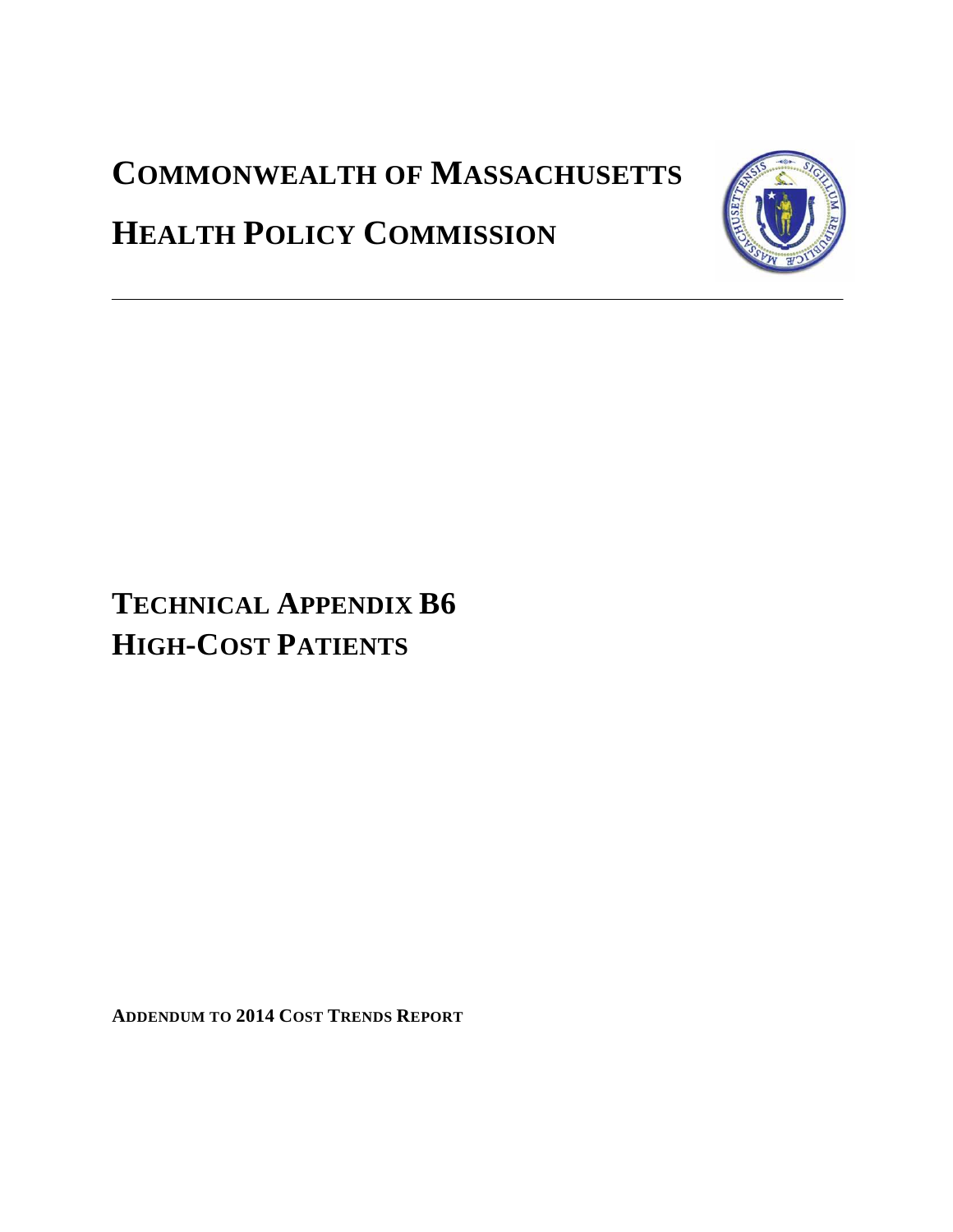# COMMONWEALTH OF MASSACHUSETTS

# HEALTH POLICY COMMISSION

---

## TECHNICAL APPENDIX B6
## HIGH-COST PATIENTS

**ADDENDUM TO 2014 COST TRENDS REPORT**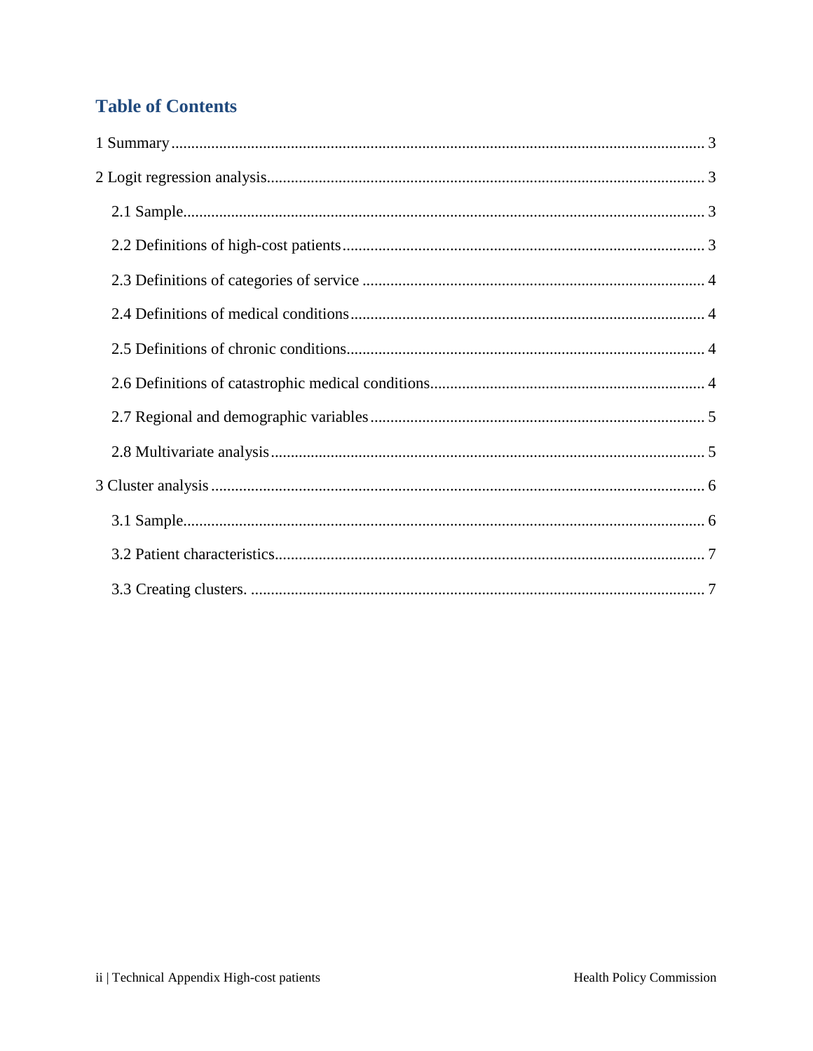## Table of Contents

1 Summary ... 3

2 Logit regression analysis ... 3

- 2.1 Sample ... 3
- 2.2 Definitions of high-cost patients ... 3
- 2.3 Definitions of categories of service ... 4
- 2.4 Definitions of medical conditions ... 4
- 2.5 Definitions of chronic conditions ... 4
- 2.6 Definitions of catastrophic medical conditions ... 4
- 2.7 Regional and demographic variables ... 5
- 2.8 Multivariate analysis ... 5

3 Cluster analysis ... 6

- 3.1 Sample ... 6
- 3.2 Patient characteristics ... 7
- 3.3 Creating clusters. ... 7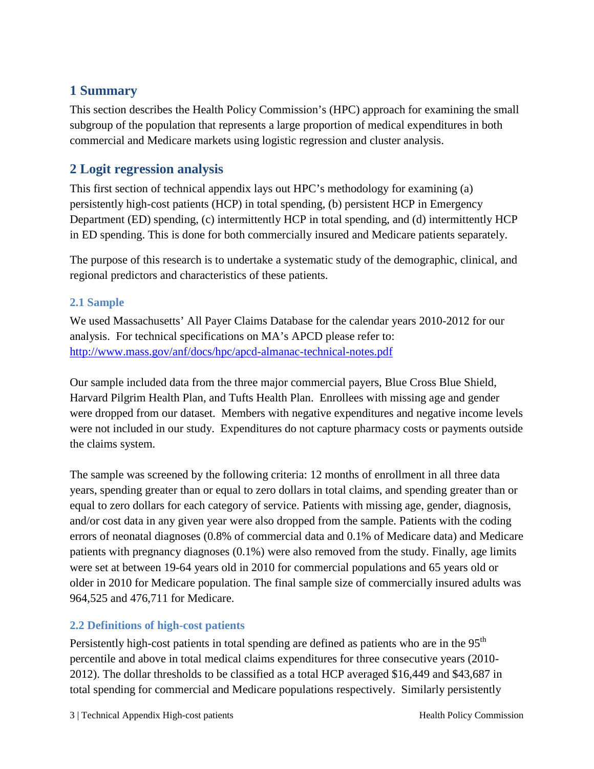## 1 Summary

This section describes the Health Policy Commission's (HPC) approach for examining the small subgroup of the population that represents a large proportion of medical expenditures in both commercial and Medicare markets using logistic regression and cluster analysis.

## 2 Logit regression analysis

This first section of technical appendix lays out HPC's methodology for examining (a) persistently high-cost patients (HCP) in total spending, (b) persistent HCP in Emergency Department (ED) spending, (c) intermittently HCP in total spending, and (d) intermittently HCP in ED spending. This is done for both commercially insured and Medicare patients separately.

The purpose of this research is to undertake a systematic study of the demographic, clinical, and regional predictors and characteristics of these patients.

### 2.1 Sample

We used Massachusetts' All Payer Claims Database for the calendar years 2010-2012 for our analysis. For technical specifications on MA's APCD please refer to: http://www.mass.gov/anf/docs/hpc/apcd-almanac-technical-notes.pdf

Our sample included data from the three major commercial payers, Blue Cross Blue Shield, Harvard Pilgrim Health Plan, and Tufts Health Plan. Enrollees with missing age and gender were dropped from our dataset. Members with negative expenditures and negative income levels were not included in our study. Expenditures do not capture pharmacy costs or payments outside the claims system.

The sample was screened by the following criteria: 12 months of enrollment in all three data years, spending greater than or equal to zero dollars in total claims, and spending greater than or equal to zero dollars for each category of service. Patients with missing age, gender, diagnosis, and/or cost data in any given year were also dropped from the sample. Patients with the coding errors of neonatal diagnoses (0.8% of commercial data and 0.1% of Medicare data) and Medicare patients with pregnancy diagnoses (0.1%) were also removed from the study. Finally, age limits were set at between 19-64 years old in 2010 for commercial populations and 65 years old or older in 2010 for Medicare population. The final sample size of commercially insured adults was 964,525 and 476,711 for Medicare.

### 2.2 Definitions of high-cost patients

Persistently high-cost patients in total spending are defined as patients who are in the 95th percentile and above in total medical claims expenditures for three consecutive years (2010-2012). The dollar thresholds to be classified as a total HCP averaged $16,449 and $43,687 in total spending for commercial and Medicare populations respectively. Similarly persistently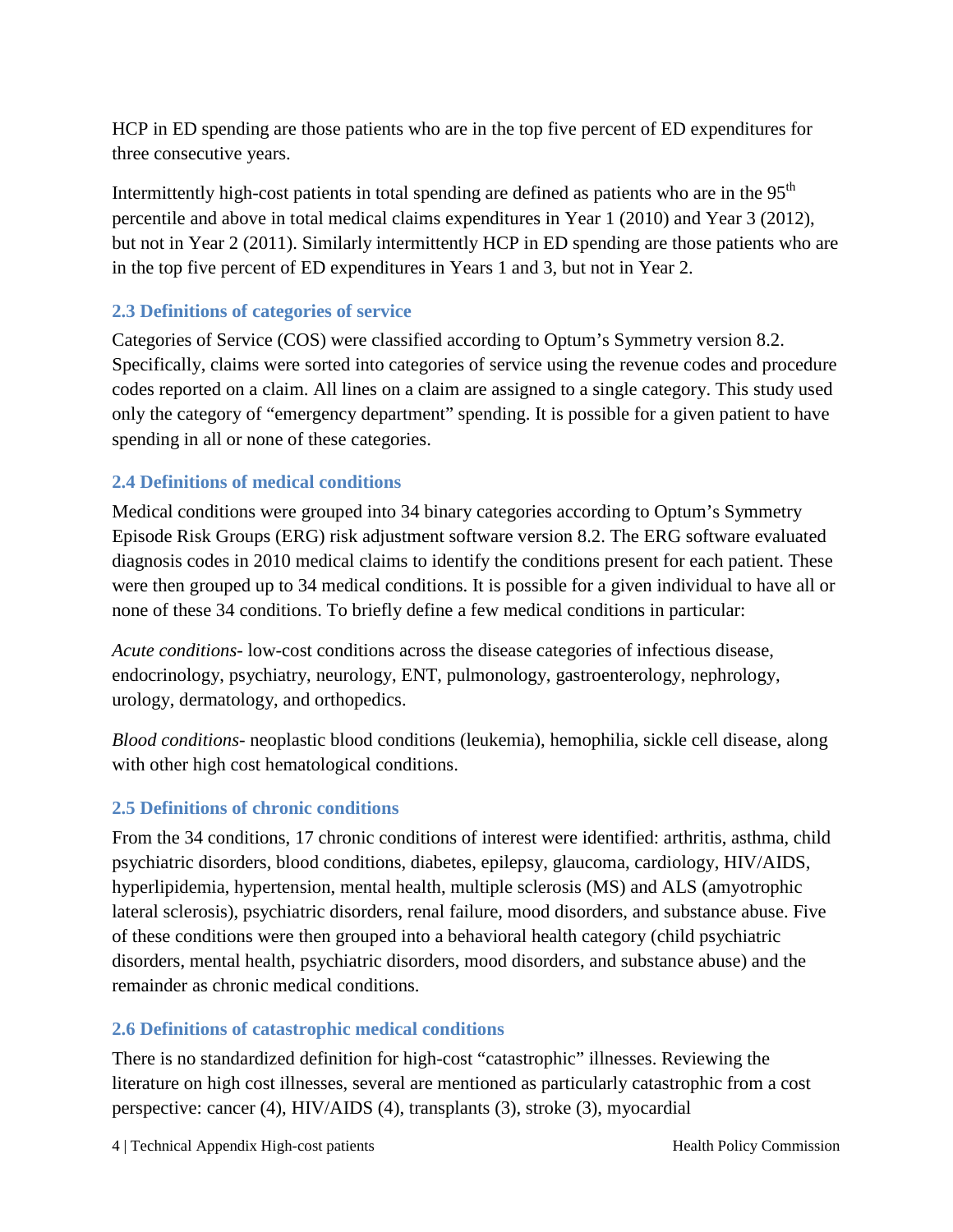HCP in ED spending are those patients who are in the top five percent of ED expenditures for three consecutive years.

Intermittently high-cost patients in total spending are defined as patients who are in the 95$^{th}$ percentile and above in total medical claims expenditures in Year 1 (2010) and Year 3 (2012), but not in Year 2 (2011). Similarly intermittently HCP in ED spending are those patients who are in the top five percent of ED expenditures in Years 1 and 3, but not in Year 2.

### 2.3 Definitions of categories of service

Categories of Service (COS) were classified according to Optum's Symmetry version 8.2. Specifically, claims were sorted into categories of service using the revenue codes and procedure codes reported on a claim. All lines on a claim are assigned to a single category. This study used only the category of "emergency department" spending. It is possible for a given patient to have spending in all or none of these categories.

### 2.4 Definitions of medical conditions

Medical conditions were grouped into 34 binary categories according to Optum's Symmetry Episode Risk Groups (ERG) risk adjustment software version 8.2. The ERG software evaluated diagnosis codes in 2010 medical claims to identify the conditions present for each patient. These were then grouped up to 34 medical conditions. It is possible for a given individual to have all or none of these 34 conditions. To briefly define a few medical conditions in particular:

*Acute conditions*- low-cost conditions across the disease categories of infectious disease, endocrinology, psychiatry, neurology, ENT, pulmonology, gastroenterology, nephrology, urology, dermatology, and orthopedics.

*Blood conditions*- neoplastic blood conditions (leukemia), hemophilia, sickle cell disease, along with other high cost hematological conditions.

### 2.5 Definitions of chronic conditions

From the 34 conditions, 17 chronic conditions of interest were identified: arthritis, asthma, child psychiatric disorders, blood conditions, diabetes, epilepsy, glaucoma, cardiology, HIV/AIDS, hyperlipidemia, hypertension, mental health, multiple sclerosis (MS) and ALS (amyotrophic lateral sclerosis), psychiatric disorders, renal failure, mood disorders, and substance abuse. Five of these conditions were then grouped into a behavioral health category (child psychiatric disorders, mental health, psychiatric disorders, mood disorders, and substance abuse) and the remainder as chronic medical conditions.

### 2.6 Definitions of catastrophic medical conditions

There is no standardized definition for high-cost "catastrophic" illnesses. Reviewing the literature on high cost illnesses, several are mentioned as particularly catastrophic from a cost perspective: cancer (4), HIV/AIDS (4), transplants (3), stroke (3), myocardial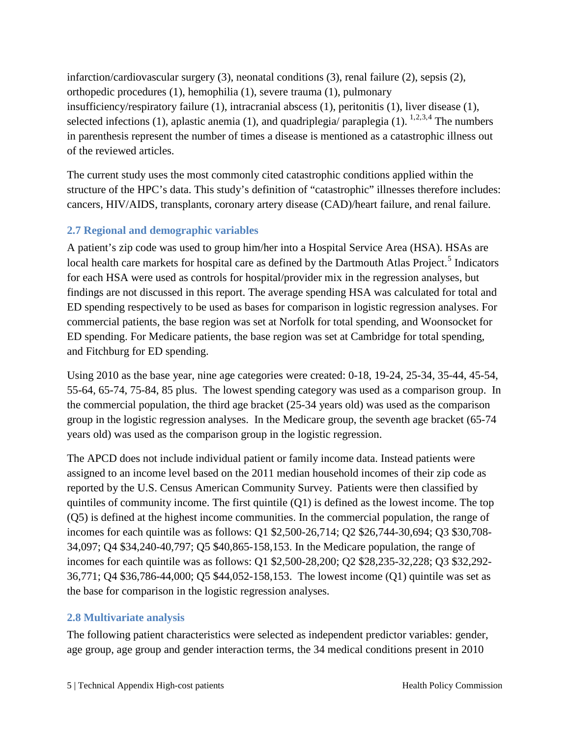infarction/cardiovascular surgery (3), neonatal conditions (3), renal failure (2), sepsis (2), orthopedic procedures (1), hemophilia (1), severe trauma (1), pulmonary insufficiency/respiratory failure (1), intracranial abscess (1), peritonitis (1), liver disease (1), selected infections (1), aplastic anemia (1), and quadriplegia/ paraplegia (1). [1,2,3,4] The numbers in parenthesis represent the number of times a disease is mentioned as a catastrophic illness out of the reviewed articles.

The current study uses the most commonly cited catastrophic conditions applied within the structure of the HPC's data. This study's definition of "catastrophic" illnesses therefore includes: cancers, HIV/AIDS, transplants, coronary artery disease (CAD)/heart failure, and renal failure.

### 2.7 Regional and demographic variables

A patient's zip code was used to group him/her into a Hospital Service Area (HSA). HSAs are local health care markets for hospital care as defined by the Dartmouth Atlas Project.[5] Indicators for each HSA were used as controls for hospital/provider mix in the regression analyses, but findings are not discussed in this report. The average spending HSA was calculated for total and ED spending respectively to be used as bases for comparison in logistic regression analyses. For commercial patients, the base region was set at Norfolk for total spending, and Woonsocket for ED spending. For Medicare patients, the base region was set at Cambridge for total spending, and Fitchburg for ED spending.

Using 2010 as the base year, nine age categories were created: 0-18, 19-24, 25-34, 35-44, 45-54, 55-64, 65-74, 75-84, 85 plus. The lowest spending category was used as a comparison group. In the commercial population, the third age bracket (25-34 years old) was used as the comparison group in the logistic regression analyses. In the Medicare group, the seventh age bracket (65-74 years old) was used as the comparison group in the logistic regression.

The APCD does not include individual patient or family income data. Instead patients were assigned to an income level based on the 2011 median household incomes of their zip code as reported by the U.S. Census American Community Survey. Patients were then classified by quintiles of community income. The first quintile (Q1) is defined as the lowest income. The top (Q5) is defined at the highest income communities. In the commercial population, the range of incomes for each quintile was as follows: Q1 $2,500-26,714; Q2 $26,744-30,694; Q3 $30,708-34,097; Q4 $34,240-40,797; Q5 $40,865-158,153. In the Medicare population, the range of incomes for each quintile was as follows: Q1 $2,500-28,200; Q2 $28,235-32,228; Q3 $32,292-36,771; Q4 $36,786-44,000; Q5 $44,052-158,153. The lowest income (Q1) quintile was set as the base for comparison in the logistic regression analyses.

### 2.8 Multivariate analysis

The following patient characteristics were selected as independent predictor variables: gender, age group, age group and gender interaction terms, the 34 medical conditions present in 2010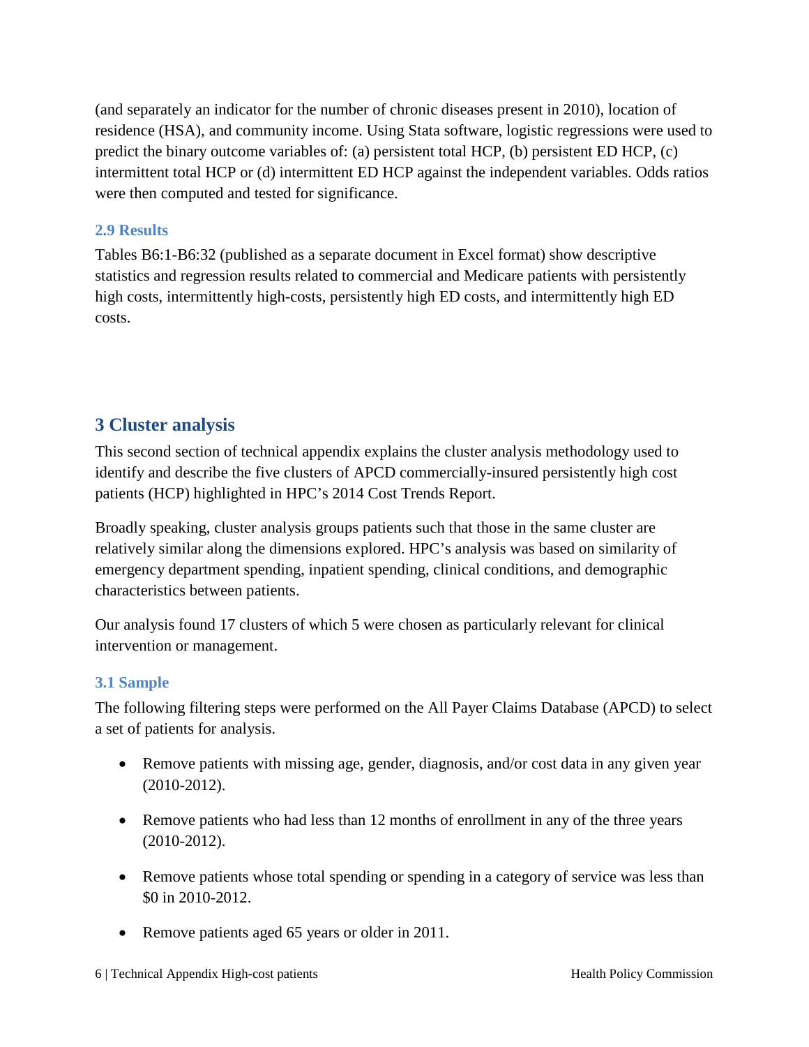(and separately an indicator for the number of chronic diseases present in 2010), location of residence (HSA), and community income. Using Stata software, logistic regressions were used to predict the binary outcome variables of: (a) persistent total HCP, (b) persistent ED HCP, (c) intermittent total HCP or (d) intermittent ED HCP against the independent variables. Odds ratios were then computed and tested for significance.

### 2.9 Results

Tables B6:1-B6:32 (published as a separate document in Excel format) show descriptive statistics and regression results related to commercial and Medicare patients with persistently high costs, intermittently high-costs, persistently high ED costs, and intermittently high ED costs.

## 3 Cluster analysis

This second section of technical appendix explains the cluster analysis methodology used to identify and describe the five clusters of APCD commercially-insured persistently high cost patients (HCP) highlighted in HPC's 2014 Cost Trends Report.

Broadly speaking, cluster analysis groups patients such that those in the same cluster are relatively similar along the dimensions explored. HPC's analysis was based on similarity of emergency department spending, inpatient spending, clinical conditions, and demographic characteristics between patients.

Our analysis found 17 clusters of which 5 were chosen as particularly relevant for clinical intervention or management.

### 3.1 Sample

The following filtering steps were performed on the All Payer Claims Database (APCD) to select a set of patients for analysis.

- Remove patients with missing age, gender, diagnosis, and/or cost data in any given year (2010-2012).
- Remove patients who had less than 12 months of enrollment in any of the three years (2010-2012).
- Remove patients whose total spending or spending in a category of service was less than \$0 in 2010-2012.
- Remove patients aged 65 years or older in 2011.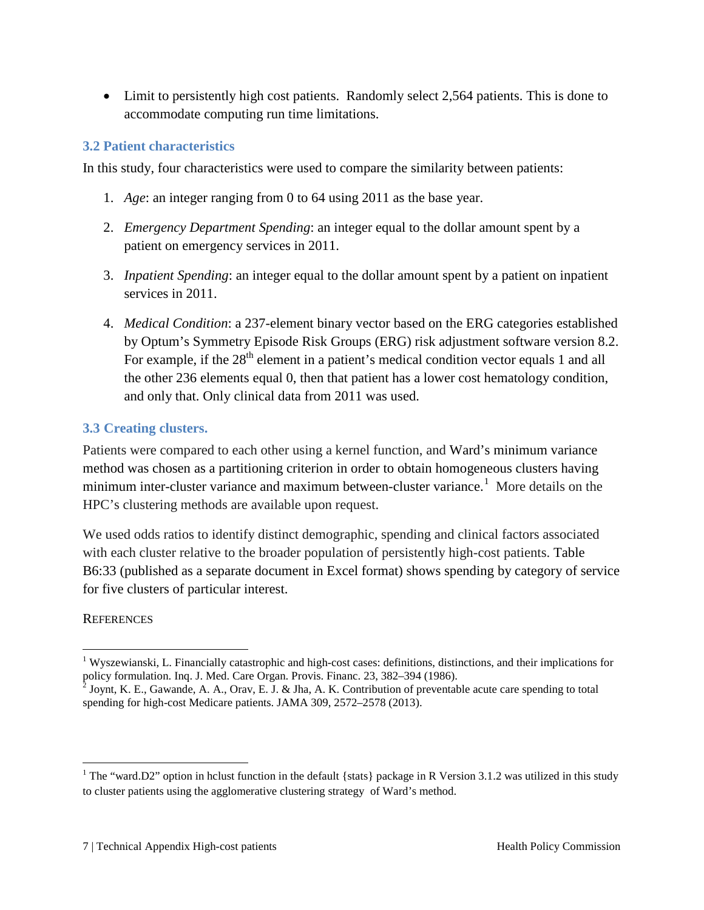- Limit to persistently high cost patients. Randomly select 2,564 patients. This is done to accommodate computing run time limitations.

### 3.2 Patient characteristics

In this study, four characteristics were used to compare the similarity between patients:

1. *Age*: an integer ranging from 0 to 64 using 2011 as the base year.
2. *Emergency Department Spending*: an integer equal to the dollar amount spent by a patient on emergency services in 2011.
3. *Inpatient Spending*: an integer equal to the dollar amount spent by a patient on inpatient services in 2011.
4. *Medical Condition*: a 237-element binary vector based on the ERG categories established by Optum's Symmetry Episode Risk Groups (ERG) risk adjustment software version 8.2. For example, if the 28th element in a patient's medical condition vector equals 1 and all the other 236 elements equal 0, then that patient has a lower cost hematology condition, and only that. Only clinical data from 2011 was used.

### 3.3 Creating clusters.

Patients were compared to each other using a kernel function, and Ward's minimum variance method was chosen as a partitioning criterion in order to obtain homogeneous clusters having minimum inter-cluster variance and maximum between-cluster variance.[1] More details on the HPC's clustering methods are available upon request.

We used odds ratios to identify distinct demographic, spending and clinical factors associated with each cluster relative to the broader population of persistently high-cost patients. Table B6:33 (published as a separate document in Excel format) shows spending by category of service for five clusters of particular interest.

REFERENCES

[1] Wyszewianski, L. Financially catastrophic and high-cost cases: definitions, distinctions, and their implications for policy formulation. Inq. J. Med. Care Organ. Provis. Financ. 23, 382–394 (1986).

[2] Joynt, K. E., Gawande, A. A., Orav, E. J. & Jha, A. K. Contribution of preventable acute care spending to total spending for high-cost Medicare patients. JAMA 309, 2572–2578 (2013).

---

[1] The "ward.D2" option in hclust function in the default {stats} package in R Version 3.1.2 was utilized in this study to cluster patients using the agglomerative clustering strategy of Ward's method.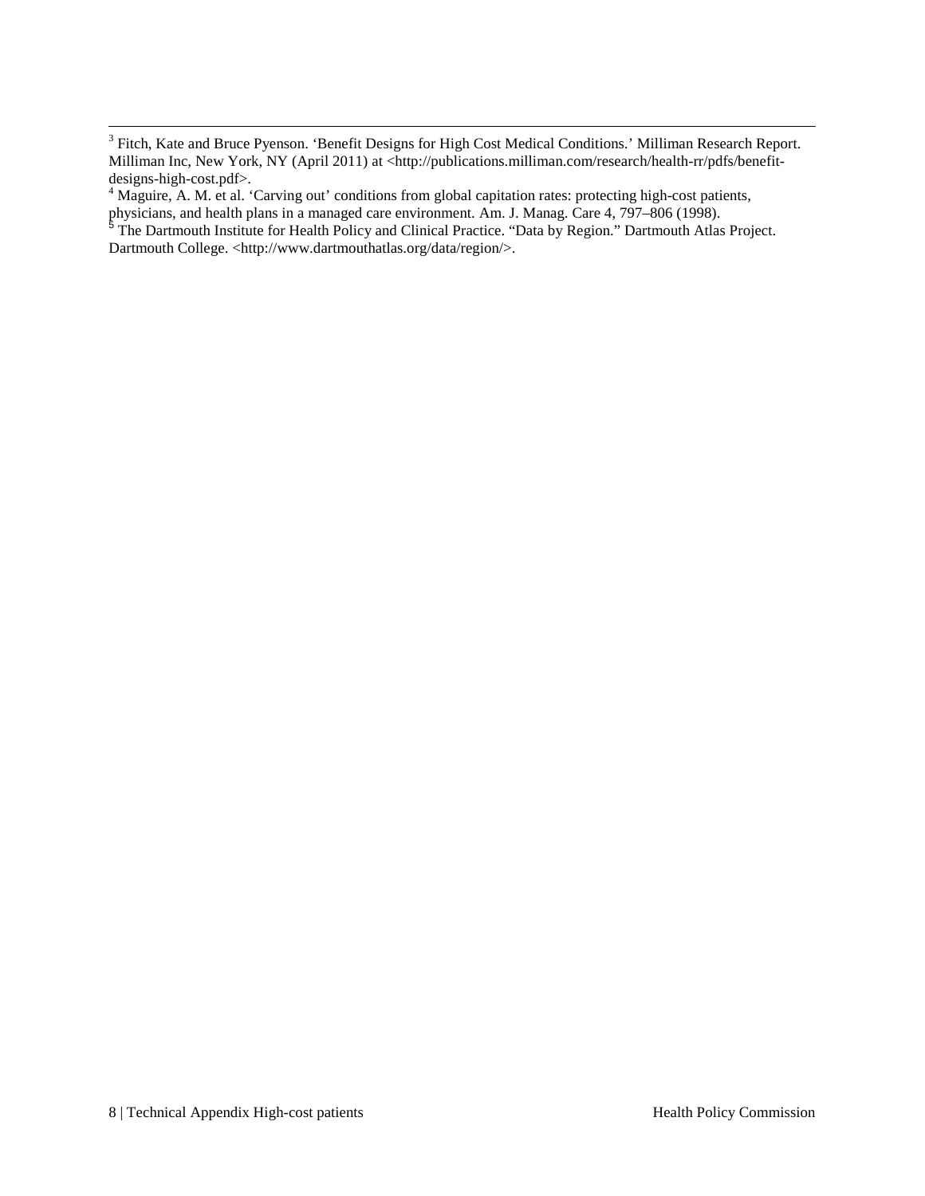[3] Fitch, Kate and Bruce Pyenson. 'Benefit Designs for High Cost Medical Conditions.' Milliman Research Report. Milliman Inc, New York, NY (April 2011) at <http://publications.milliman.com/research/health-rr/pdfs/benefit-designs-high-cost.pdf>.

[4] Maguire, A. M. et al. 'Carving out' conditions from global capitation rates: protecting high-cost patients, physicians, and health plans in a managed care environment. Am. J. Manag. Care 4, 797–806 (1998).

[5] The Dartmouth Institute for Health Policy and Clinical Practice. "Data by Region." Dartmouth Atlas Project. Dartmouth College. <http://www.dartmouthatlas.org/data/region/>.